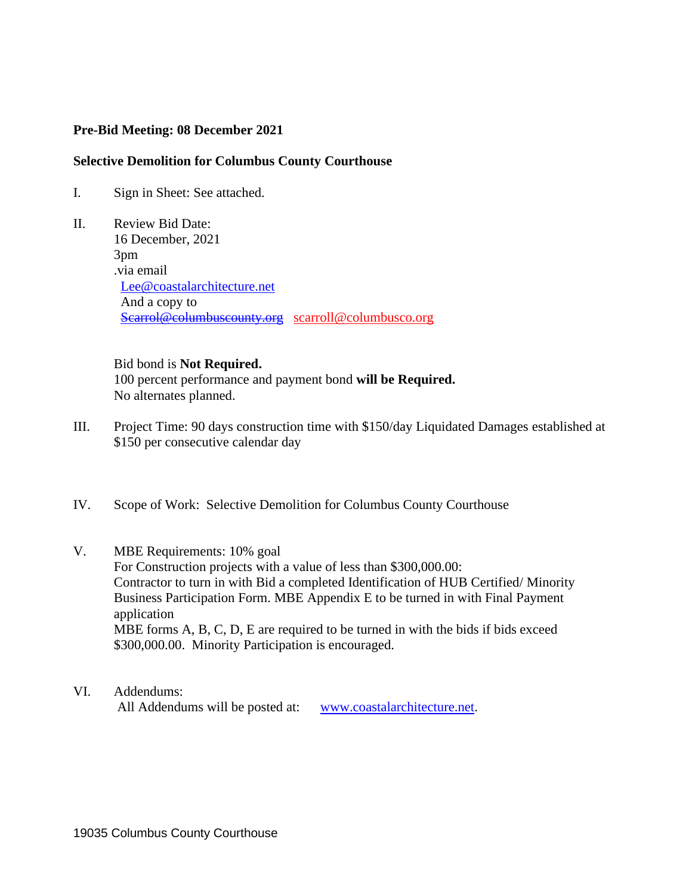**Pre-Bid Meeting: 08 December 2021**

**Selective Demolition for Columbus County Courthouse**

I. Sign in Sheet: See attached.

II. Review Bid Date:
16 December, 2021
3pm
.via email
Lee@coastalarchitecture.net
And a copy to
~~Scarrol@columbuscounty.org~~ scarroll@columbusco.org

Bid bond is **Not Required.**
100 percent performance and payment bond **will be Required.**
No alternates planned.

III. Project Time: 90 days construction time with $150/day Liquidated Damages established at $150 per consecutive calendar day

IV. Scope of Work: Selective Demolition for Columbus County Courthouse

V. MBE Requirements: 10% goal
For Construction projects with a value of less than $300,000.00:
Contractor to turn in with Bid a completed Identification of HUB Certified/ Minority Business Participation Form. MBE Appendix E to be turned in with Final Payment application
MBE forms A, B, C, D, E are required to be turned in with the bids if bids exceed $300,000.00. Minority Participation is encouraged.

VI. Addendums:
All Addendums will be posted at: www.coastalarchitecture.net.

19035 Columbus County Courthouse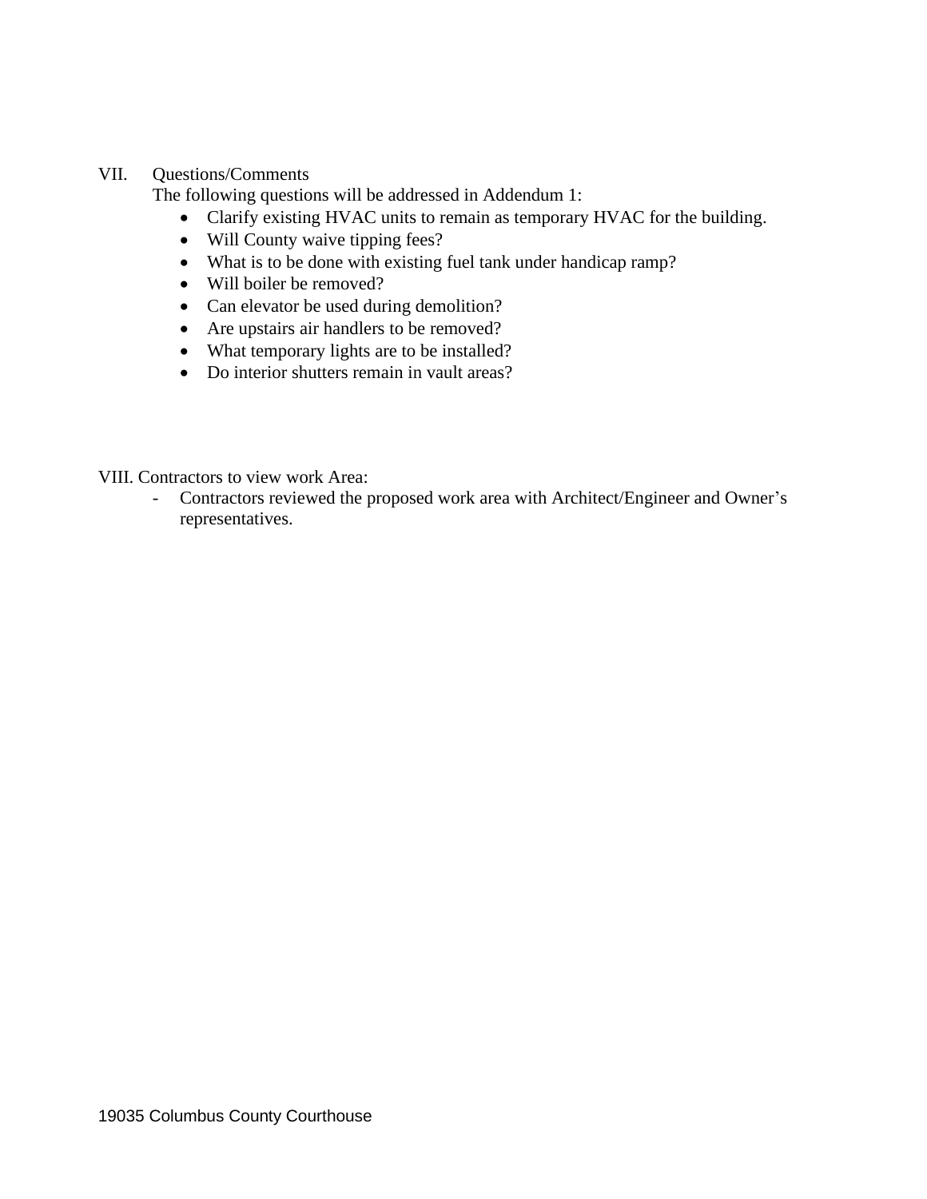VII. Questions/Comments

The following questions will be addressed in Addendum 1:

- Clarify existing HVAC units to remain as temporary HVAC for the building.
- Will County waive tipping fees?
- What is to be done with existing fuel tank under handicap ramp?
- Will boiler be removed?
- Can elevator be used during demolition?
- Are upstairs air handlers to be removed?
- What temporary lights are to be installed?
- Do interior shutters remain in vault areas?

VIII. Contractors to view work Area:

- Contractors reviewed the proposed work area with Architect/Engineer and Owner's representatives.